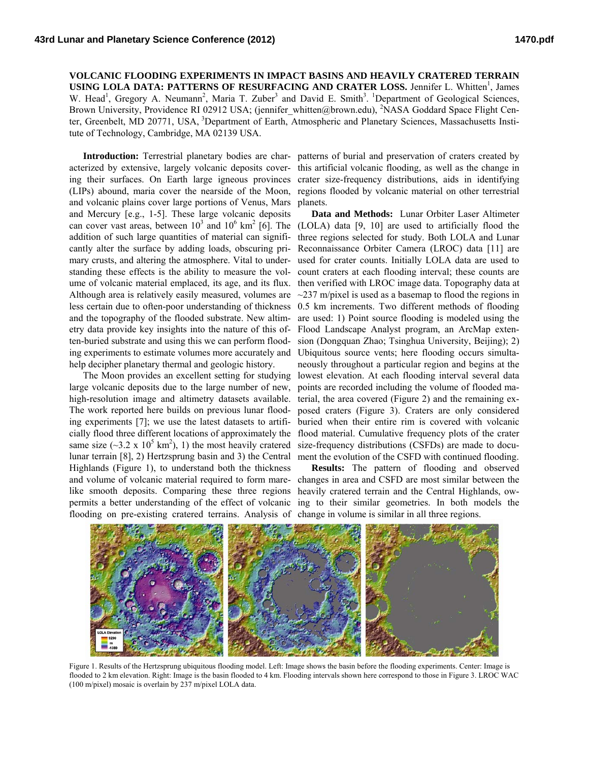**VOLCANIC FLOODING EXPERIMENTS IN IMPACT BASINS AND HEAVILY CRATERED TERRAIN USING LOLA DATA: PATTERNS OF RESURFACING AND CRATER LOSS.** Jennifer L. Whitten[1], James W. Head[1], Gregory A. Neumann[2], Maria T. Zuber[3] and David E. Smith[3]. [1]Department of Geological Sciences, Brown University, Providence RI 02912 USA; (jennifer_whitten@brown.edu), [2]NASA Goddard Space Flight Center, Greenbelt, MD 20771, USA, [3]Department of Earth, Atmospheric and Planetary Sciences, Massachusetts Institute of Technology, Cambridge, MA 02139 USA.

**Introduction:** Terrestrial planetary bodies are characterized by extensive, largely volcanic deposits covering their surfaces. On Earth large igneous provinces (LIPs) abound, maria cover the nearside of the Moon, and volcanic plains cover large portions of Venus, Mars and Mercury [e.g., 1-5]. These large volcanic deposits can cover vast areas, between $10^3$ and $10^6$ km$^2$ [6]. The addition of such large quantities of material can significantly alter the surface by adding loads, obscuring primary crusts, and altering the atmosphere. Vital to understanding these effects is the ability to measure the volume of volcanic material emplaced, its age, and its flux. Although area is relatively easily measured, volumes are less certain due to often-poor understanding of thickness and the topography of the flooded substrate. New altimetry data provide key insights into the nature of this often-buried substrate and using this we can perform flooding experiments to estimate volumes more accurately and help decipher planetary thermal and geologic history.

The Moon provides an excellent setting for studying large volcanic deposits due to the large number of new, high-resolution image and altimetry datasets available. The work reported here builds on previous lunar flooding experiments [7]; we use the latest datasets to artificially flood three different locations of approximately the same size (~$3.2 \times 10^5$ km$^2$), 1) the most heavily cratered lunar terrain [8], 2) Hertzsprung basin and 3) the Central Highlands (Figure 1), to understand both the thickness and volume of volcanic material required to form mare-like smooth deposits. Comparing these three regions permits a better understanding of the effect of volcanic flooding on pre-existing cratered terrains. Analysis of patterns of burial and preservation of craters created by this artificial volcanic flooding, as well as the change in crater size-frequency distributions, aids in identifying regions flooded by volcanic material on other terrestrial planets.

**Data and Methods:** Lunar Orbiter Laser Altimeter (LOLA) data [9, 10] are used to artificially flood the three regions selected for study. Both LOLA and Lunar Reconnaissance Orbiter Camera (LROC) data [11] are used for crater counts. Initially LOLA data are used to count craters at each flooding interval; these counts are then verified with LROC image data. Topography data at ~237 m/pixel is used as a basemap to flood the regions in 0.5 km increments. Two different methods of flooding are used: 1) Point source flooding is modeled using the Flood Landscape Analyst program, an ArcMap extension (Dongquan Zhao; Tsinghua University, Beijing); 2) Ubiquitous source vents; here flooding occurs simultaneously throughout a particular region and begins at the lowest elevation. At each flooding interval several data points are recorded including the volume of flooded material, the area covered (Figure 2) and the remaining exposed craters (Figure 3). Craters are only considered buried when their entire rim is covered with volcanic flood material. Cumulative frequency plots of the crater size-frequency distributions (CSFDs) are made to document the evolution of the CSFD with continued flooding.

**Results:** The pattern of flooding and observed changes in area and CSFD are most similar between the heavily cratered terrain and the Central Highlands, owing to their similar geometries. In both models the change in volume is similar in all three regions.

Figure 1. Results of the Hertzsprung ubiquitous flooding model. Left: Image shows the basin before the flooding experiments. Center: Image is flooded to 2 km elevation. Right: Image is the basin flooded to 4 km. Flooding intervals shown here correspond to those in Figure 3. LROC WAC (100 m/pixel) mosaic is overlain by 237 m/pixel LOLA data.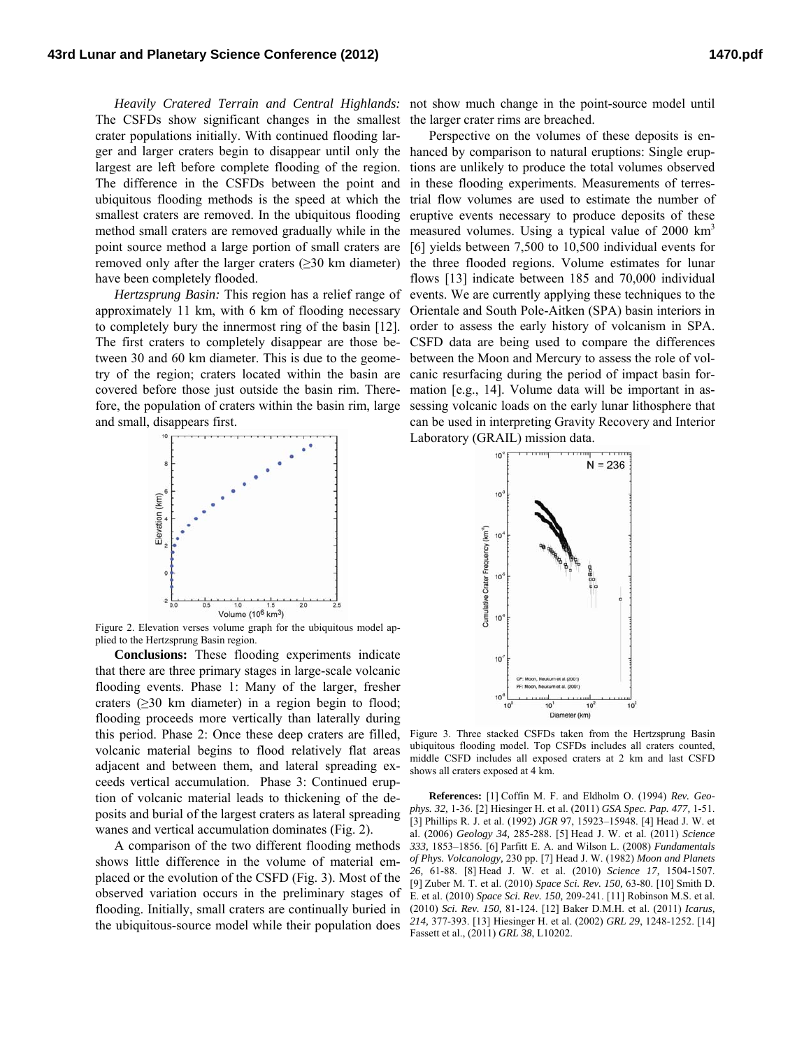*Heavily Cratered Terrain and Central Highlands:* The CSFDs show significant changes in the smallest crater populations initially. With continued flooding larger and larger craters begin to disappear until only the largest are left before complete flooding of the region. The difference in the CSFDs between the point and ubiquitous flooding methods is the speed at which the smallest craters are removed. In the ubiquitous flooding method small craters are removed gradually while in the point source method a large portion of small craters are removed only after the larger craters (≥30 km diameter) have been completely flooded.

*Hertzsprung Basin:* This region has a relief range of approximately 11 km, with 6 km of flooding necessary to completely bury the innermost ring of the basin [12]. The first craters to completely disappear are those between 30 and 60 km diameter. This is due to the geometry of the region; craters located within the basin are covered before those just outside the basin rim. Therefore, the population of craters within the basin rim, large and small, disappears first.

Elevation (km)

Volume ($10^6$ km$^3$)

10
8
6
4
2
0
-2

0.0 0.5 1.0 1.5 2.0 2.5

Figure 2. Elevation verses volume graph for the ubiquitous model applied to the Hertzsprung Basin region.

**Conclusions:** These flooding experiments indicate that there are three primary stages in large-scale volcanic flooding events. Phase 1: Many of the larger, fresher craters (≥30 km diameter) in a region begin to flood; flooding proceeds more vertically than laterally during this period. Phase 2: Once these deep craters are filled, volcanic material begins to flood relatively flat areas adjacent and between them, and lateral spreading exceeds vertical accumulation. Phase 3: Continued eruption of volcanic material leads to thickening of the deposits and burial of the largest craters as lateral spreading wanes and vertical accumulation dominates (Fig. 2).

A comparison of the two different flooding methods shows little difference in the volume of material emplaced or the evolution of the CSFD (Fig. 3). Most of the observed variation occurs in the preliminary stages of flooding. Initially, small craters are continually buried in the ubiquitous-source model while their population does not show much change in the point-source model until the larger crater rims are breached.

Perspective on the volumes of these deposits is enhanced by comparison to natural eruptions: Single eruptions are unlikely to produce the total volumes observed in these flooding experiments. Measurements of terrestrial flow volumes are used to estimate the number of eruptive events necessary to produce deposits of these measured volumes. Using a typical value of 2000 km$^3$ [6] yields between 7,500 to 10,500 individual events for the three flooded regions. Volume estimates for lunar flows [13] indicate between 185 and 70,000 individual events. We are currently applying these techniques to the Orientale and South Pole-Aitken (SPA) basin interiors in order to assess the early history of volcanism in SPA. CSFD data are being used to compare the differences between the Moon and Mercury to assess the role of volcanic resurfacing during the period of impact basin formation [e.g., 14]. Volume data will be important in assessing volcanic loads on the early lunar lithosphere that can be used in interpreting Gravity Recovery and Interior Laboratory (GRAIL) mission data.

N = 236

Cumulative Crater Frequency (km$^{-2}$)

Diameter (km)

$10^{-2}$
$10^{-3}$
$10^{-4}$
$10^{-5}$
$10^{-6}$
$10^{-7}$
$10^{-8}$

$10^0$ $10^1$ $10^2$ $10^3$

CF: Moon, Neukum et al.(2001)
PF: Moon, Neukum et al.(2001)

Figure 3. Three stacked CSFDs taken from the Hertzsprung Basin ubiquitous flooding model. Top CSFDs includes all craters counted, middle CSFD includes all exposed craters at 2 km and last CSFD shows all craters exposed at 4 km.

**References:** [1] Coffin M. F. and Eldholm O. (1994) *Rev. Geophys. 32*, 1-36. [2] Hiesinger H. et al. (2011) *GSA Spec. Pap. 477*, 1-51. [3] Phillips R. J. et al. (1992) *JGR* 97, 15923–15948. [4] Head J. W. et al. (2006) *Geology 34,* 285-288. [5] Head J. W. et al. (2011) *Science 333,* 1853–1856. [6] Parfitt E. A. and Wilson L. (2008) *Fundamentals of Phys. Volcanology*, 230 pp. [7] Head J. W. (1982) *Moon and Planets 26,* 61-88. [8] Head J. W. et al. (2010) *Science 17,* 1504-1507. [9] Zuber M. T. et al. (2010) *Space Sci. Rev. 150,* 63-80. [10] Smith D. E. et al. (2010) *Space Sci. Rev. 150,* 209-241. [11] Robinson M.S. et al. (2010) *Sci. Rev. 150,* 81-124. [12] Baker D.M.H. et al. (2011) *Icarus, 214,* 377-393. [13] Hiesinger H. et al. (2002) *GRL 29*, 1248-1252. [14] Fassett et al., (2011) *GRL 38*, L10202.